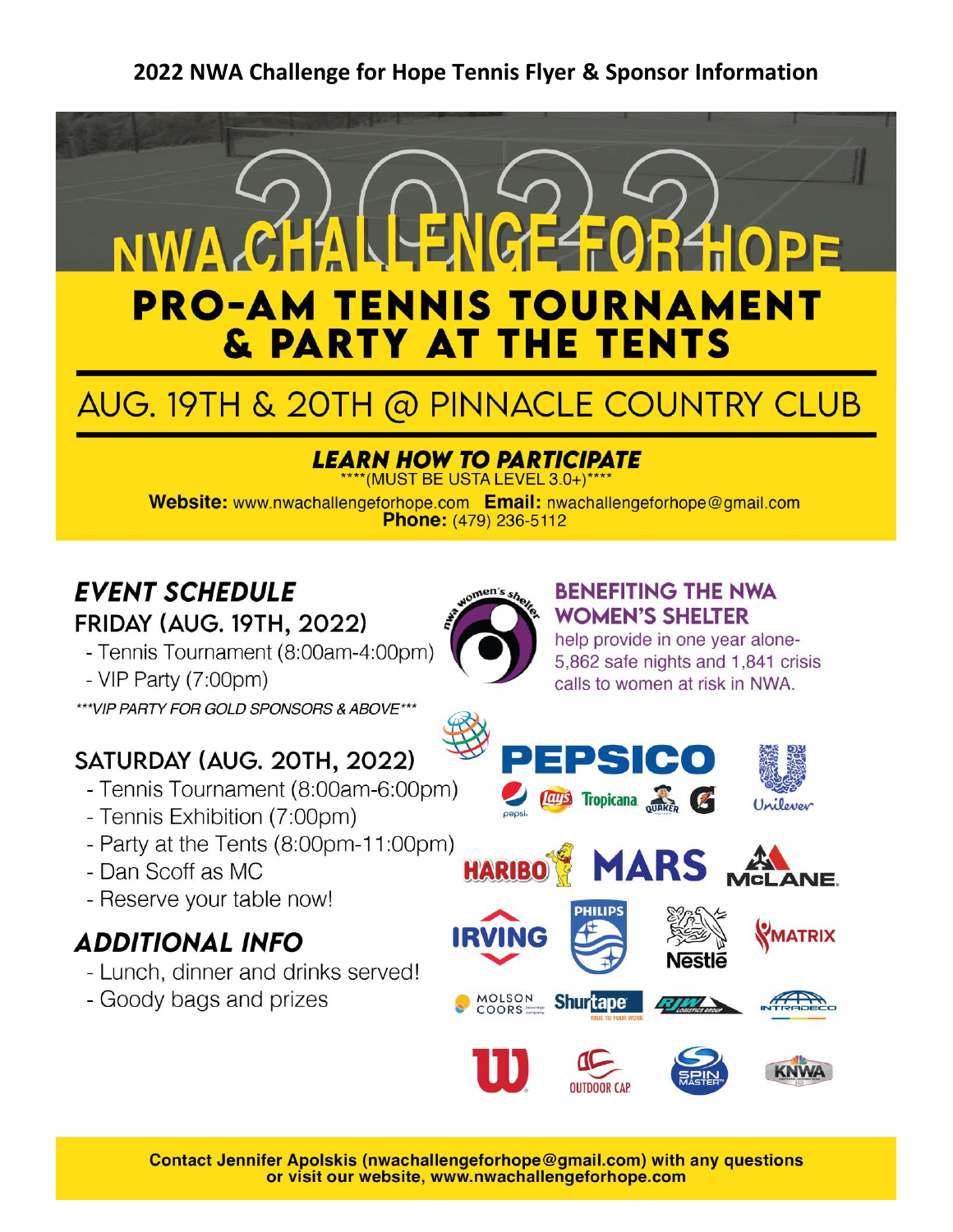# 2022 NWA Challenge for Hope Tennis Flyer & Sponsor Information

## 2022 NWA CHALLENGE FOR HOPE

## PRO-AM TENNIS TOURNAMENT & PARTY AT THE TENTS

### AUG. 19TH & 20TH @ PINNACLE COUNTRY CLUB

***LEARN HOW TO PARTICIPATE***

****(MUST BE USTA LEVEL 3.0+)****

**Website:** www.nwachallengeforhope.com **Email:** nwachallengeforhope@gmail.com
**Phone:** (479) 236-5112

## *EVENT SCHEDULE*

### FRIDAY (AUG. 19TH, 2022)

- Tennis Tournament (8:00am-4:00pm)
- VIP Party (7:00pm)

****VIP PARTY FOR GOLD SPONSORS & ABOVE****

### SATURDAY (AUG. 20TH, 2022)

- Tennis Tournament (8:00am-6:00pm)
- Tennis Exhibition (7:00pm)
- Party at the Tents (8:00pm-11:00pm)
- Dan Scoff as MC
- Reserve your table now!

## *ADDITIONAL INFO*

- Lunch, dinner and drinks served!
- Goody bags and prizes

### BENEFITING THE NWA WOMEN'S SHELTER

help provide in one year alone- 5,862 safe nights and 1,841 crisis calls to women at risk in NWA.

PEPSICO, Pepsi, Lay's, Tropicana, Quaker, G, Unilever, HARIBO, MARS, McLANE, IRVING, PHILIPS, Nestlé, MATRIX, MOLSON COORS, Shurtape, RJW Logistics Group, INTRADECO, Wilson, OUTDOOR CAP, SPIN MASTER, KNWA

**Contact Jennifer Apolskis (nwachallengeforhope@gmail.com) with any questions or visit our website, www.nwachallengeforhope.com**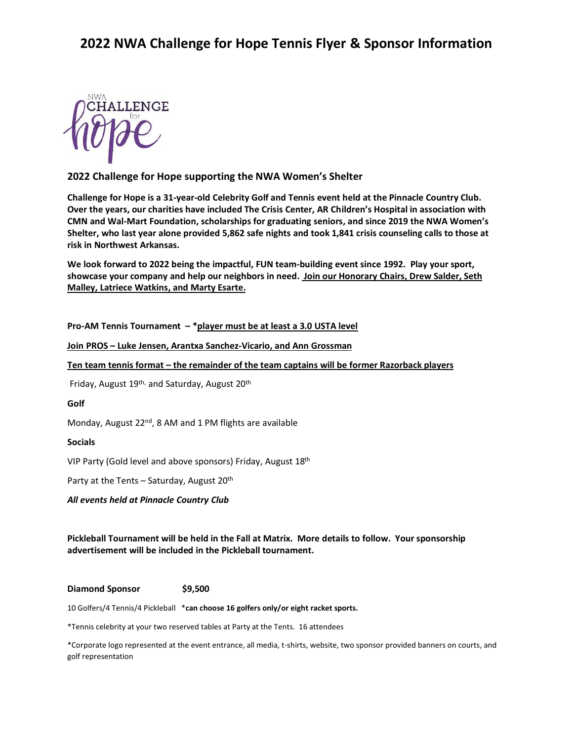# 2022 NWA Challenge for Hope Tennis Flyer & Sponsor Information

NWA CHALLENGE for hope

## 2022 Challenge for Hope supporting the NWA Women's Shelter

**Challenge for Hope is a 31-year-old Celebrity Golf and Tennis event held at the Pinnacle Country Club. Over the years, our charities have included The Crisis Center, AR Children's Hospital in association with CMN and Wal-Mart Foundation, scholarships for graduating seniors, and since 2019 the NWA Women's Shelter, who last year alone provided 5,862 safe nights and took 1,841 crisis counseling calls to those at risk in Northwest Arkansas.**

**We look forward to 2022 being the impactful, FUN team-building event since 1992. Play your sport, showcase your company and help our neighbors in need. Join our Honorary Chairs, Drew Salder, Seth Malley, Latriece Watkins, and Marty Esarte.**

**Pro-AM Tennis Tournament – *player must be at least a 3.0 USTA level**

**Join PROS – Luke Jensen, Arantxa Sanchez-Vicario, and Ann Grossman**

**Ten team tennis format – the remainder of the team captains will be former Razorback players**

Friday, August 19th, and Saturday, August 20th

**Golf**

Monday, August 22nd, 8 AM and 1 PM flights are available

**Socials**

VIP Party (Gold level and above sponsors) Friday, August 18th

Party at the Tents – Saturday, August 20th

***All events held at Pinnacle Country Club***

**Pickleball Tournament will be held in the Fall at Matrix. More details to follow. Your sponsorship advertisement will be included in the Pickleball tournament.**

**Diamond Sponsor $9,500**

10 Golfers/4 Tennis/4 Pickleball **\*can choose 16 golfers only/or eight racket sports.**

*Tennis celebrity at your two reserved tables at Party at the Tents. 16 attendees

*Corporate logo represented at the event entrance, all media, t-shirts, website, two sponsor provided banners on courts, and golf representation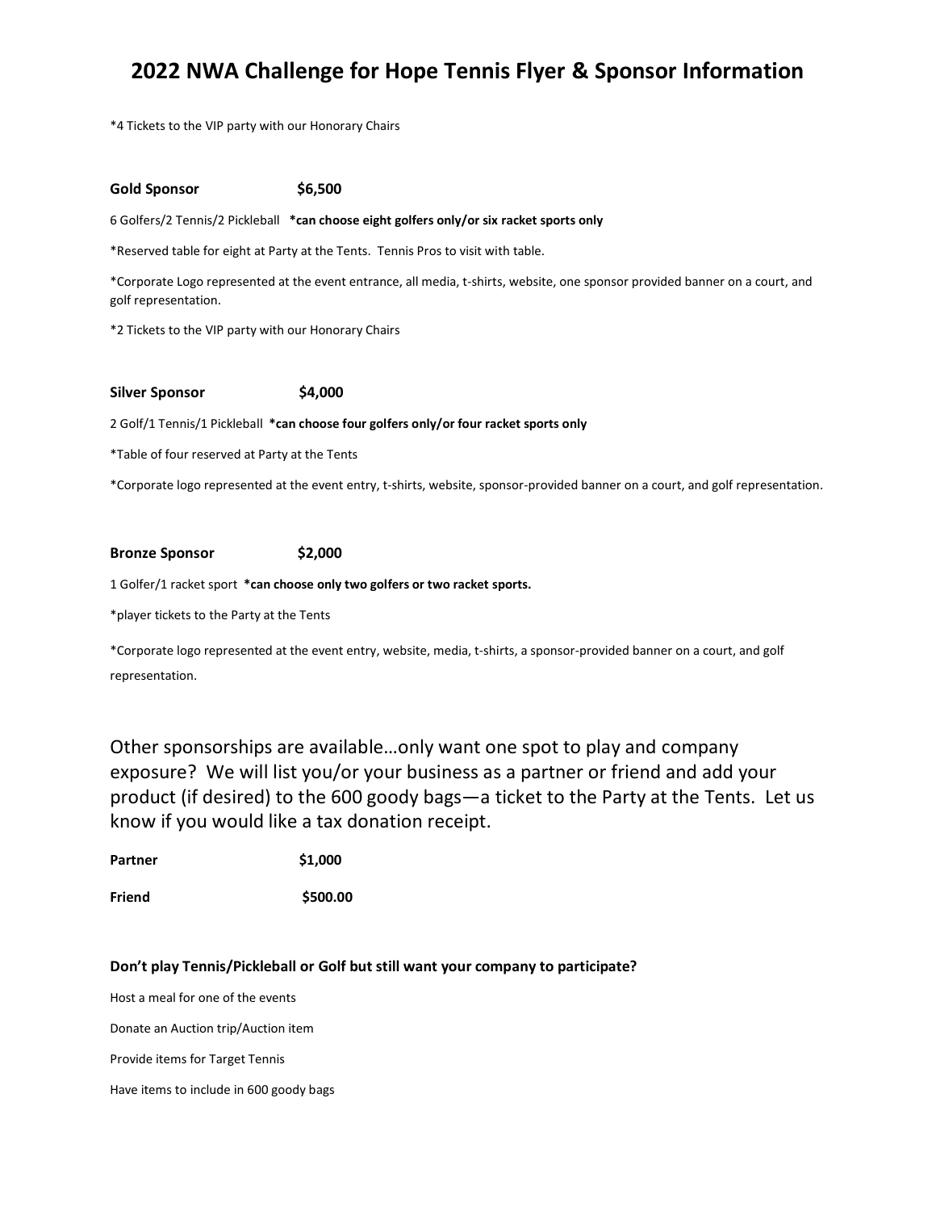# 2022 NWA Challenge for Hope Tennis Flyer & Sponsor Information

*4 Tickets to the VIP party with our Honorary Chairs

**Gold Sponsor $6,500**

6 Golfers/2 Tennis/2 Pickleball **\*can choose eight golfers only/or six racket sports only**

*Reserved table for eight at Party at the Tents. Tennis Pros to visit with table.

*Corporate Logo represented at the event entrance, all media, t-shirts, website, one sponsor provided banner on a court, and golf representation.

*2 Tickets to the VIP party with our Honorary Chairs

**Silver Sponsor $4,000**

2 Golf/1 Tennis/1 Pickleball **\*can choose four golfers only/or four racket sports only**

*Table of four reserved at Party at the Tents

*Corporate logo represented at the event entry, t-shirts, website, sponsor-provided banner on a court, and golf representation.

**Bronze Sponsor $2,000**

1 Golfer/1 racket sport **\*can choose only two golfers or two racket sports.**

*player tickets to the Party at the Tents

*Corporate logo represented at the event entry, website, media, t-shirts, a sponsor-provided banner on a court, and golf representation.

Other sponsorships are available…only want one spot to play and company exposure? We will list you/or your business as a partner or friend and add your product (if desired) to the 600 goody bags—a ticket to the Party at the Tents. Let us know if you would like a tax donation receipt.

**Partner $1,000**

**Friend $500.00**

**Don't play Tennis/Pickleball or Golf but still want your company to participate?**

Host a meal for one of the events

Donate an Auction trip/Auction item

Provide items for Target Tennis

Have items to include in 600 goody bags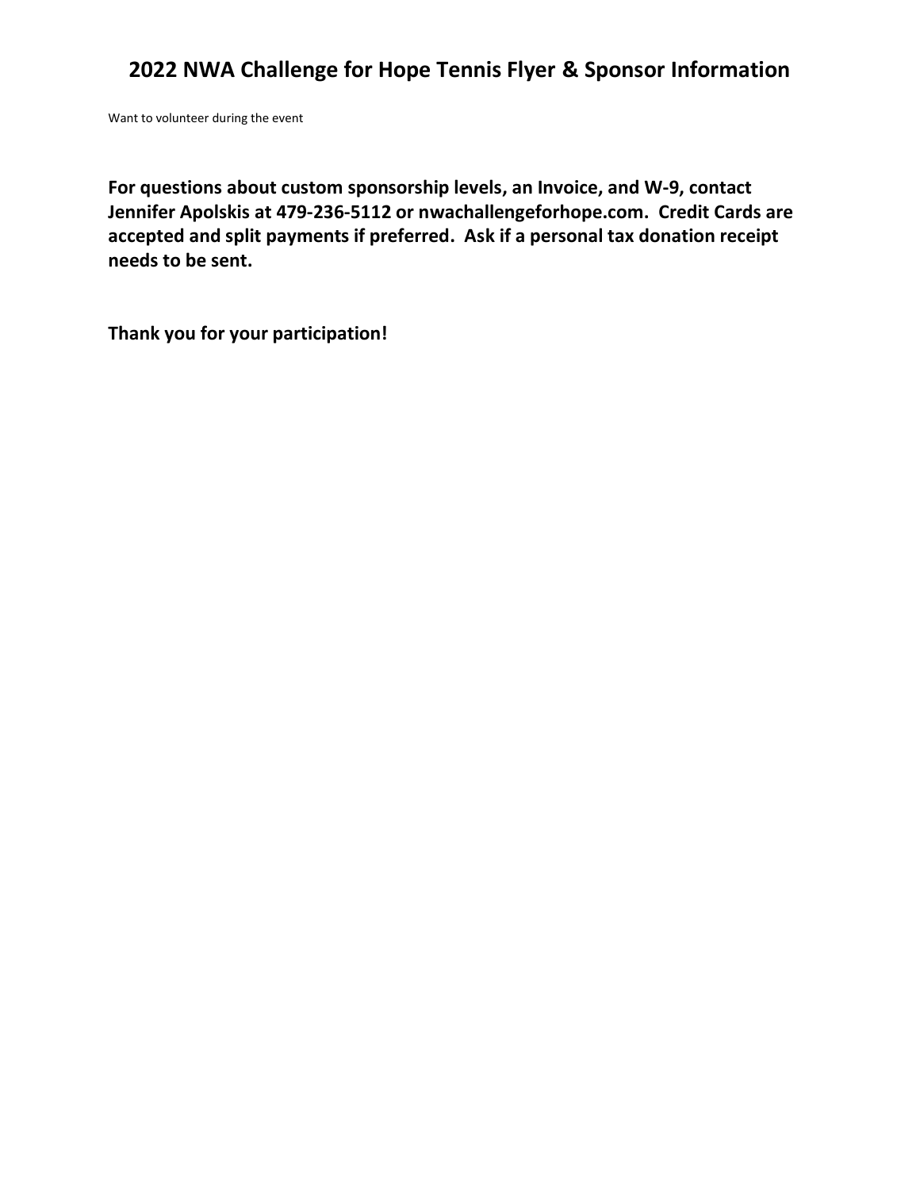# 2022 NWA Challenge for Hope Tennis Flyer & Sponsor Information

Want to volunteer during the event

**For questions about custom sponsorship levels, an Invoice, and W-9, contact Jennifer Apolskis at 479-236-5112 or nwachallengeforhope.com. Credit Cards are accepted and split payments if preferred. Ask if a personal tax donation receipt needs to be sent.**

**Thank you for your participation!**